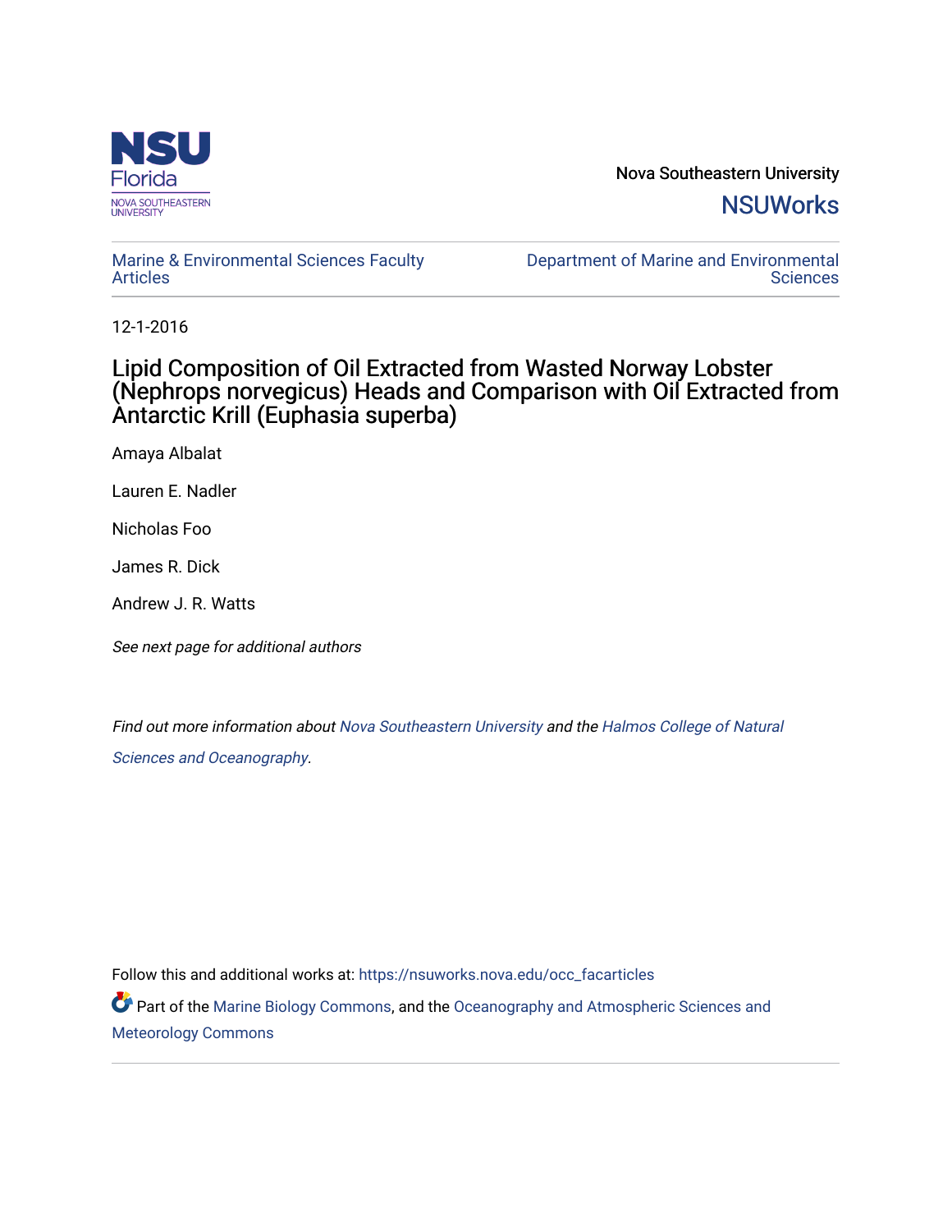Nova Southeastern University

NSUWorks

Marine & Environmental Sciences Faculty Articles

Department of Marine and Environmental Sciences

12-1-2016

# Lipid Composition of Oil Extracted from Wasted Norway Lobster (Nephrops norvegicus) Heads and Comparison with Oil Extracted from Antarctic Krill (Euphasia superba)

Amaya Albalat

Lauren E. Nadler

Nicholas Foo

James R. Dick

Andrew J. R. Watts

*See next page for additional authors*

*Find out more information about Nova Southeastern University and the Halmos College of Natural Sciences and Oceanography.*

Follow this and additional works at: https://nsuworks.nova.edu/occ_facarticles

Part of the Marine Biology Commons, and the Oceanography and Atmospheric Sciences and Meteorology Commons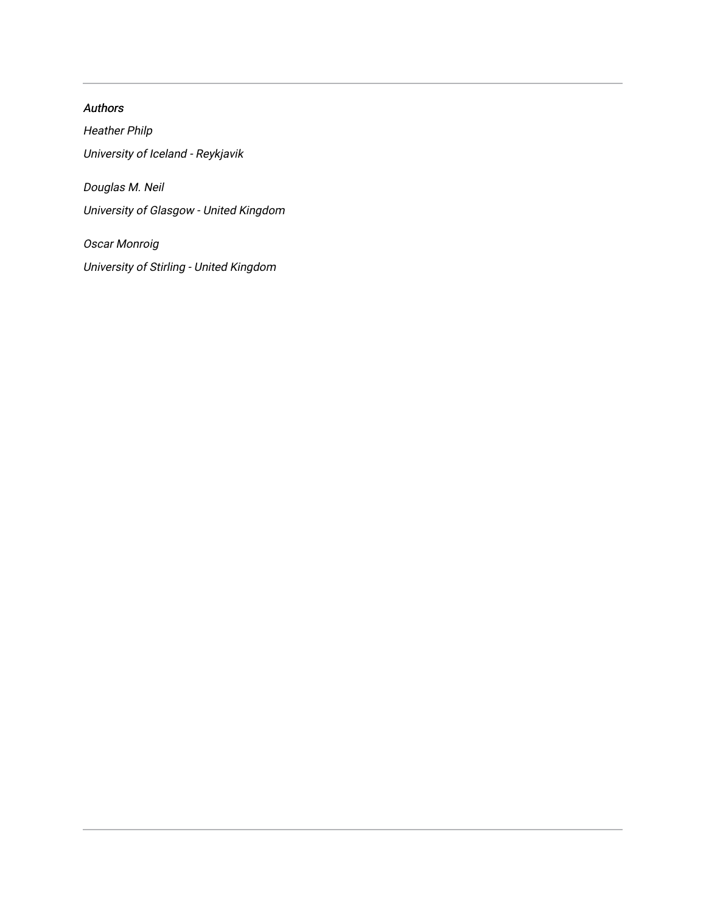*Authors*

*Heather Philp*

*University of Iceland - Reykjavik*

*Douglas M. Neil*

*University of Glasgow - United Kingdom*

*Oscar Monroig*

*University of Stirling - United Kingdom*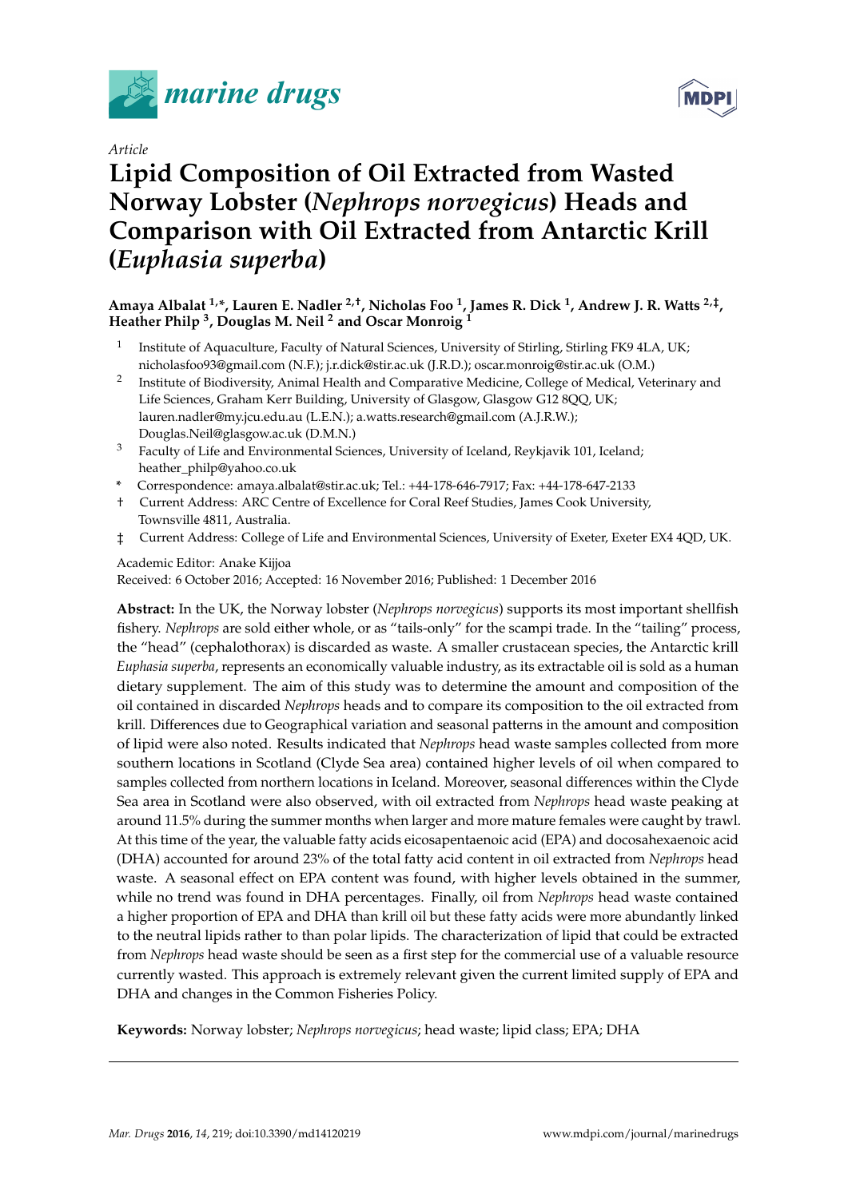# Lipid Composition of Oil Extracted from Wasted Norway Lobster (*Nephrops norvegicus*) Heads and Comparison with Oil Extracted from Antarctic Krill (*Euphasia superba*)

**Amaya Albalat [1,*], Lauren E. Nadler [2,†], Nicholas Foo [1], James R. Dick [1], Andrew J. R. Watts [2,‡], Heather Philp [3], Douglas M. Neil [2] and Oscar Monroig [1]**

[1] Institute of Aquaculture, Faculty of Natural Sciences, University of Stirling, Stirling FK9 4LA, UK; nicholasfoo93@gmail.com (N.F.); j.r.dick@stir.ac.uk (J.R.D.); oscar.monroig@stir.ac.uk (O.M.)

[2] Institute of Biodiversity, Animal Health and Comparative Medicine, College of Medical, Veterinary and Life Sciences, Graham Kerr Building, University of Glasgow, Glasgow G12 8QQ, UK; lauren.nadler@my.jcu.edu.au (L.E.N.); a.watts.research@gmail.com (A.J.R.W.); Douglas.Neil@glasgow.ac.uk (D.M.N.)

[3] Faculty of Life and Environmental Sciences, University of Iceland, Reykjavik 101, Iceland; heather_philp@yahoo.co.uk

* Correspondence: amaya.albalat@stir.ac.uk; Tel.: +44-178-646-7917; Fax: +44-178-647-2133

† Current Address: ARC Centre of Excellence for Coral Reef Studies, James Cook University, Townsville 4811, Australia.

‡ Current Address: College of Life and Environmental Sciences, University of Exeter, Exeter EX4 4QD, UK.

Academic Editor: Anake Kijjoa

Received: 6 October 2016; Accepted: 16 November 2016; Published: 1 December 2016

**Abstract:** In the UK, the Norway lobster (*Nephrops norvegicus*) supports its most important shellfish fishery. *Nephrops* are sold either whole, or as "tails-only" for the scampi trade. In the "tailing" process, the "head" (cephalothorax) is discarded as waste. A smaller crustacean species, the Antarctic krill *Euphasia superba*, represents an economically valuable industry, as its extractable oil is sold as a human dietary supplement. The aim of this study was to determine the amount and composition of the oil contained in discarded *Nephrops* heads and to compare its composition to the oil extracted from krill. Differences due to Geographical variation and seasonal patterns in the amount and composition of lipid were also noted. Results indicated that *Nephrops* head waste samples collected from more southern locations in Scotland (Clyde Sea area) contained higher levels of oil when compared to samples collected from northern locations in Iceland. Moreover, seasonal differences within the Clyde Sea area in Scotland were also observed, with oil extracted from *Nephrops* head waste peaking at around 11.5% during the summer months when larger and more mature females were caught by trawl. At this time of the year, the valuable fatty acids eicosapentaenoic acid (EPA) and docosahexaenoic acid (DHA) accounted for around 23% of the total fatty acid content in oil extracted from *Nephrops* head waste. A seasonal effect on EPA content was found, with higher levels obtained in the summer, while no trend was found in DHA percentages. Finally, oil from *Nephrops* head waste contained a higher proportion of EPA and DHA than krill oil but these fatty acids were more abundantly linked to the neutral lipids rather to than polar lipids. The characterization of lipid that could be extracted from *Nephrops* head waste should be seen as a first step for the commercial use of a valuable resource currently wasted. This approach is extremely relevant given the current limited supply of EPA and DHA and changes in the Common Fisheries Policy.

**Keywords:** Norway lobster; *Nephrops norvegicus*; head waste; lipid class; EPA; DHA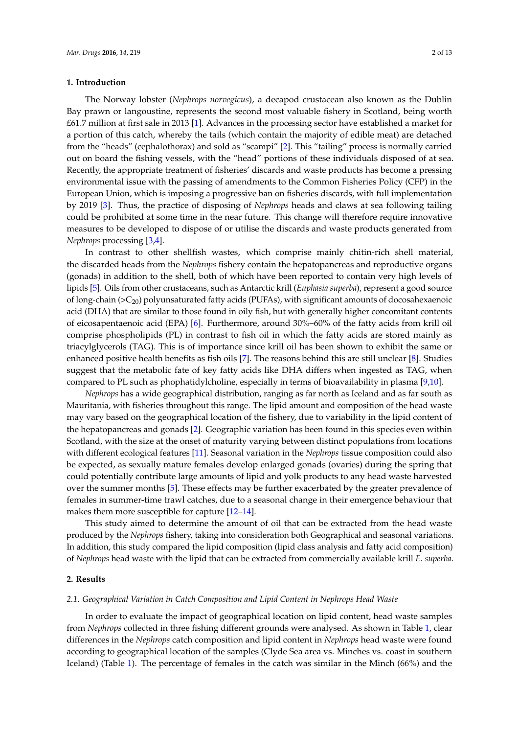## 1. Introduction

The Norway lobster (*Nephrops norvegicus*), a decapod crustacean also known as the Dublin Bay prawn or langoustine, represents the second most valuable fishery in Scotland, being worth £61.7 million at first sale in 2013 [1]. Advances in the processing sector have established a market for a portion of this catch, whereby the tails (which contain the majority of edible meat) are detached from the "heads" (cephalothorax) and sold as "scampi" [2]. This "tailing" process is normally carried out on board the fishing vessels, with the "head" portions of these individuals disposed of at sea. Recently, the appropriate treatment of fisheries' discards and waste products has become a pressing environmental issue with the passing of amendments to the Common Fisheries Policy (CFP) in the European Union, which is imposing a progressive ban on fisheries discards, with full implementation by 2019 [3]. Thus, the practice of disposing of *Nephrops* heads and claws at sea following tailing could be prohibited at some time in the near future. This change will therefore require innovative measures to be developed to dispose of or utilise the discards and waste products generated from *Nephrops* processing [3,4].

In contrast to other shellfish wastes, which comprise mainly chitin-rich shell material, the discarded heads from the *Nephrops* fishery contain the hepatopancreas and reproductive organs (gonads) in addition to the shell, both of which have been reported to contain very high levels of lipids [5]. Oils from other crustaceans, such as Antarctic krill (*Euphasia superba*), represent a good source of long-chain (>$C_{20}$) polyunsaturated fatty acids (PUFAs), with significant amounts of docosahexaenoic acid (DHA) that are similar to those found in oily fish, but with generally higher concomitant contents of eicosapentaenoic acid (EPA) [6]. Furthermore, around 30%–60% of the fatty acids from krill oil comprise phospholipids (PL) in contrast to fish oil in which the fatty acids are stored mainly as triacylglycerols (TAG). This is of importance since krill oil has been shown to exhibit the same or enhanced positive health benefits as fish oils [7]. The reasons behind this are still unclear [8]. Studies suggest that the metabolic fate of key fatty acids like DHA differs when ingested as TAG, when compared to PL such as phophatidylcholine, especially in terms of bioavailability in plasma [9,10].

*Nephrops* has a wide geographical distribution, ranging as far north as Iceland and as far south as Mauritania, with fisheries throughout this range. The lipid amount and composition of the head waste may vary based on the geographical location of the fishery, due to variability in the lipid content of the hepatopancreas and gonads [2]. Geographic variation has been found in this species even within Scotland, with the size at the onset of maturity varying between distinct populations from locations with different ecological features [11]. Seasonal variation in the *Nephrops* tissue composition could also be expected, as sexually mature females develop enlarged gonads (ovaries) during the spring that could potentially contribute large amounts of lipid and yolk products to any head waste harvested over the summer months [5]. These effects may be further exacerbated by the greater prevalence of females in summer-time trawl catches, due to a seasonal change in their emergence behaviour that makes them more susceptible for capture [12–14].

This study aimed to determine the amount of oil that can be extracted from the head waste produced by the *Nephrops* fishery, taking into consideration both Geographical and seasonal variations. In addition, this study compared the lipid composition (lipid class analysis and fatty acid composition) of *Nephrops* head waste with the lipid that can be extracted from commercially available krill *E. superba*.

## 2. Results

### 2.1. Geographical Variation in Catch Composition and Lipid Content in Nephrops Head Waste

In order to evaluate the impact of geographical location on lipid content, head waste samples from *Nephrops* collected in three fishing different grounds were analysed. As shown in Table 1, clear differences in the *Nephrops* catch composition and lipid content in *Nephrops* head waste were found according to geographical location of the samples (Clyde Sea area vs. Minches vs. coast in southern Iceland) (Table 1). The percentage of females in the catch was similar in the Minch (66%) and the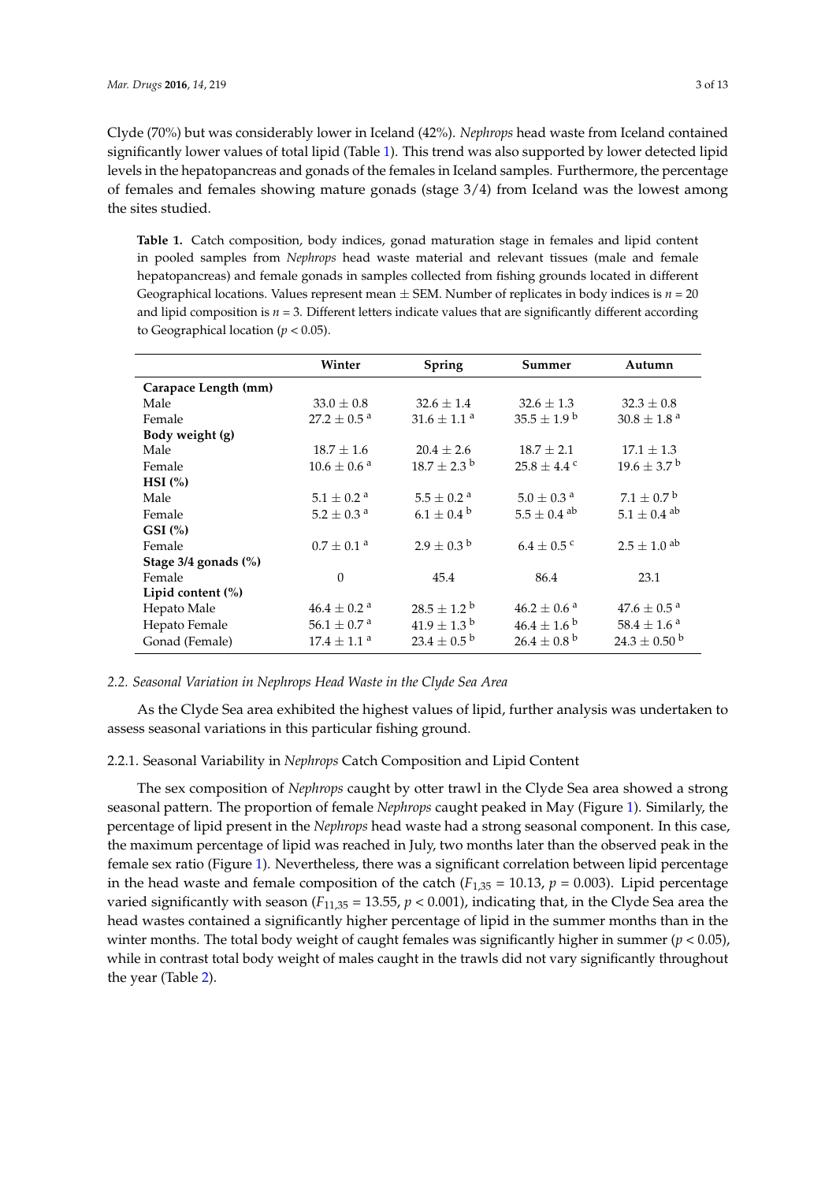Clyde (70%) but was considerably lower in Iceland (42%). *Nephrops* head waste from Iceland contained significantly lower values of total lipid (Table 1). This trend was also supported by lower detected lipid levels in the hepatopancreas and gonads of the females in Iceland samples. Furthermore, the percentage of females and females showing mature gonads (stage 3/4) from Iceland was the lowest among the sites studied.

**Table 1.** Catch composition, body indices, gonad maturation stage in females and lipid content in pooled samples from *Nephrops* head waste material and relevant tissues (male and female hepatopancreas) and female gonads in samples collected from fishing grounds located in different Geographical locations. Values represent mean ± SEM. Number of replicates in body indices is $n = 20$ and lipid composition is $n = 3$. Different letters indicate values that are significantly different according to Geographical location ($p < 0.05$).

| | Winter | Spring | Summer | Autumn |
|---|---|---|---|---|
| **Carapace Length (mm)** | | | | |
| Male | 33.0 ± 0.8 | 32.6 ± 1.4 | 32.6 ± 1.3 | 32.3 ± 0.8 |
| Female | 27.2 ± 0.5 [a] | 31.6 ± 1.1 [a] | 35.5 ± 1.9 [b] | 30.8 ± 1.8 [a] |
| **Body weight (g)** | | | | |
| Male | 18.7 ± 1.6 | 20.4 ± 2.6 | 18.7 ± 2.1 | 17.1 ± 1.3 |
| Female | 10.6 ± 0.6 [a] | 18.7 ± 2.3 [b] | 25.8 ± 4.4 [c] | 19.6 ± 3.7 [b] |
| **HSI (%)** | | | | |
| Male | 5.1 ± 0.2 [a] | 5.5 ± 0.2 [a] | 5.0 ± 0.3 [a] | 7.1 ± 0.7 [b] |
| Female | 5.2 ± 0.3 [a] | 6.1 ± 0.4 [b] | 5.5 ± 0.4 [ab] | 5.1 ± 0.4 [ab] |
| **GSI (%)** | | | | |
| Female | 0.7 ± 0.1 [a] | 2.9 ± 0.3 [b] | 6.4 ± 0.5 [c] | 2.5 ± 1.0 [ab] |
| **Stage 3/4 gonads (%)** | | | | |
| Female | 0 | 45.4 | 86.4 | 23.1 |
| **Lipid content (%)** | | | | |
| Hepato Male | 46.4 ± 0.2 [a] | 28.5 ± 1.2 [b] | 46.2 ± 0.6 [a] | 47.6 ± 0.5 [a] |
| Hepato Female | 56.1 ± 0.7 [a] | 41.9 ± 1.3 [b] | 46.4 ± 1.6 [b] | 58.4 ± 1.6 [a] |
| Gonad (Female) | 17.4 ± 1.1 [a] | 23.4 ± 0.5 [b] | 26.4 ± 0.8 [b] | 24.3 ± 0.50 [b] |

### 2.2. Seasonal Variation in Nephrops Head Waste in the Clyde Sea Area

As the Clyde Sea area exhibited the highest values of lipid, further analysis was undertaken to assess seasonal variations in this particular fishing ground.

#### 2.2.1. Seasonal Variability in *Nephrops* Catch Composition and Lipid Content

The sex composition of *Nephrops* caught by otter trawl in the Clyde Sea area showed a strong seasonal pattern. The proportion of female *Nephrops* caught peaked in May (Figure 1). Similarly, the percentage of lipid present in the *Nephrops* head waste had a strong seasonal component. In this case, the maximum percentage of lipid was reached in July, two months later than the observed peak in the female sex ratio (Figure 1). Nevertheless, there was a significant correlation between lipid percentage in the head waste and female composition of the catch ($F_{1,35} = 10.13$, $p = 0.003$). Lipid percentage varied significantly with season ($F_{11,35} = 13.55$, $p < 0.001$), indicating that, in the Clyde Sea area the head wastes contained a significantly higher percentage of lipid in the summer months than in the winter months. The total body weight of caught females was significantly higher in summer ($p < 0.05$), while in contrast total body weight of males caught in the trawls did not vary significantly throughout the year (Table 2).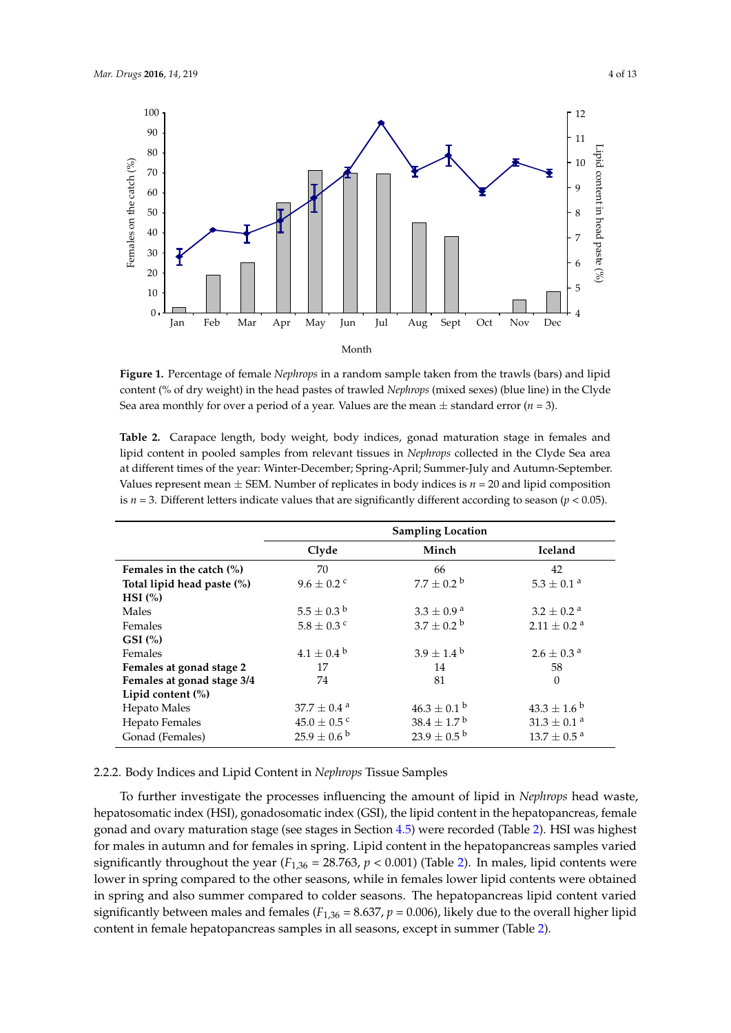**Figure 1.** Percentage of female *Nephrops* in a random sample taken from the trawls (bars) and lipid content (% of dry weight) in the head pastes of trawled *Nephrops* (mixed sexes) (blue line) in the Clyde Sea area monthly for over a period of a year. Values are the mean ± standard error ($n = 3$).

**Table 2.** Carapace length, body weight, body indices, gonad maturation stage in females and lipid content in pooled samples from relevant tissues in *Nephrops* collected in the Clyde Sea area at different times of the year: Winter-December; Spring-April; Summer-July and Autumn-September. Values represent mean ± SEM. Number of replicates in body indices is $n = 20$ and lipid composition is $n = 3$. Different letters indicate values that are significantly different according to season ($p < 0.05$).

| | Sampling Location | | |
|---|---|---|---|
| | Clyde | Minch | Iceland |
| **Females in the catch (%)** | 70 | 66 | 42 |
| **Total lipid head paste (%)** | 9.6 ± 0.2 [c] | 7.7 ± 0.2 [b] | 5.3 ± 0.1 [a] |
| **HSI (%)** | | | |
| Males | 5.5 ± 0.3 [b] | 3.3 ± 0.9 [a] | 3.2 ± 0.2 [a] |
| Females | 5.8 ± 0.3 [c] | 3.7 ± 0.2 [b] | 2.11 ± 0.2 [a] |
| **GSI (%)** | | | |
| Females | 4.1 ± 0.4 [b] | 3.9 ± 1.4 [b] | 2.6 ± 0.3 [a] |
| **Females at gonad stage 2** | 17 | 14 | 58 |
| **Females at gonad stage 3/4** | 74 | 81 | 0 |
| **Lipid content (%)** | | | |
| Hepato Males | 37.7 ± 0.4 [a] | 46.3 ± 0.1 [b] | 43.3 ± 1.6 [b] |
| Hepato Females | 45.0 ± 0.5 [c] | 38.4 ± 1.7 [b] | 31.3 ± 0.1 [a] |
| Gonad (Females) | 25.9 ± 0.6 [b] | 23.9 ± 0.5 [b] | 13.7 ± 0.5 [a] |

### 2.2.2. Body Indices and Lipid Content in *Nephrops* Tissue Samples

To further investigate the processes influencing the amount of lipid in *Nephrops* head waste, hepatosomatic index (HSI), gonadosomatic index (GSI), the lipid content in the hepatopancreas, female gonad and ovary maturation stage (see stages in Section 4.5) were recorded (Table 2). HSI was highest for males in autumn and for females in spring. Lipid content in the hepatopancreas samples varied significantly throughout the year ($F_{1,36} = 28.763$, $p < 0.001$) (Table 2). In males, lipid contents were lower in spring compared to the other seasons, while in females lower lipid contents were obtained in spring and also summer compared to colder seasons. The hepatopancreas lipid content varied significantly between males and females ($F_{1,36} = 8.637$, $p = 0.006$), likely due to the overall higher lipid content in female hepatopancreas samples in all seasons, except in summer (Table 2).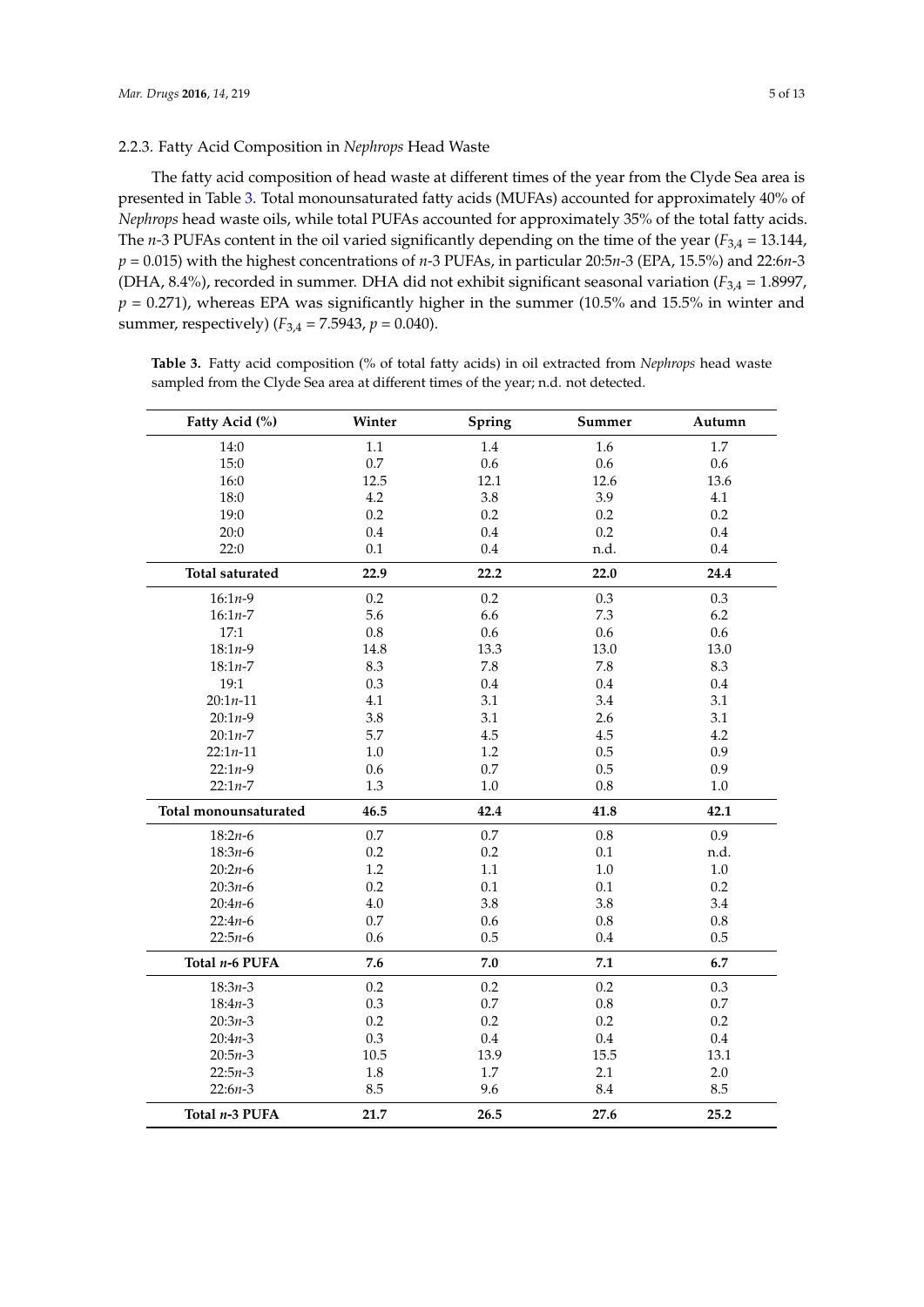### 2.2.3. Fatty Acid Composition in *Nephrops* Head Waste

The fatty acid composition of head waste at different times of the year from the Clyde Sea area is presented in Table 3. Total monounsaturated fatty acids (MUFAs) accounted for approximately 40% of *Nephrops* head waste oils, while total PUFAs accounted for approximately 35% of the total fatty acids. The *n*-3 PUFAs content in the oil varied significantly depending on the time of the year ($F_{3,4} = 13.144$, $p = 0.015$) with the highest concentrations of *n*-3 PUFAs, in particular 20:5*n*-3 (EPA, 15.5%) and 22:6*n*-3 (DHA, 8.4%), recorded in summer. DHA did not exhibit significant seasonal variation ($F_{3,4} = 1.8997$, $p = 0.271$), whereas EPA was significantly higher in the summer (10.5% and 15.5% in winter and summer, respectively) ($F_{3,4} = 7.5943$, $p = 0.040$).

**Table 3.** Fatty acid composition (% of total fatty acids) in oil extracted from *Nephrops* head waste sampled from the Clyde Sea area at different times of the year; n.d. not detected.

| Fatty Acid (%) | Winter | Spring | Summer | Autumn |
|---|---|---|---|---|
| 14:0 | 1.1 | 1.4 | 1.6 | 1.7 |
| 15:0 | 0.7 | 0.6 | 0.6 | 0.6 |
| 16:0 | 12.5 | 12.1 | 12.6 | 13.6 |
| 18:0 | 4.2 | 3.8 | 3.9 | 4.1 |
| 19:0 | 0.2 | 0.2 | 0.2 | 0.2 |
| 20:0 | 0.4 | 0.4 | 0.2 | 0.4 |
| 22:0 | 0.1 | 0.4 | n.d. | 0.4 |
| **Total saturated** | **22.9** | **22.2** | **22.0** | **24.4** |
| 16:1*n*-9 | 0.2 | 0.2 | 0.3 | 0.3 |
| 16:1*n*-7 | 5.6 | 6.6 | 7.3 | 6.2 |
| 17:1 | 0.8 | 0.6 | 0.6 | 0.6 |
| 18:1*n*-9 | 14.8 | 13.3 | 13.0 | 13.0 |
| 18:1*n*-7 | 8.3 | 7.8 | 7.8 | 8.3 |
| 19:1 | 0.3 | 0.4 | 0.4 | 0.4 |
| 20:1*n*-11 | 4.1 | 3.1 | 3.4 | 3.1 |
| 20:1*n*-9 | 3.8 | 3.1 | 2.6 | 3.1 |
| 20:1*n*-7 | 5.7 | 4.5 | 4.5 | 4.2 |
| 22:1*n*-11 | 1.0 | 1.2 | 0.5 | 0.9 |
| 22:1*n*-9 | 0.6 | 0.7 | 0.5 | 0.9 |
| 22:1*n*-7 | 1.3 | 1.0 | 0.8 | 1.0 |
| **Total monounsaturated** | **46.5** | **42.4** | **41.8** | **42.1** |
| 18:2*n*-6 | 0.7 | 0.7 | 0.8 | 0.9 |
| 18:3*n*-6 | 0.2 | 0.2 | 0.1 | n.d. |
| 20:2*n*-6 | 1.2 | 1.1 | 1.0 | 1.0 |
| 20:3*n*-6 | 0.2 | 0.1 | 0.1 | 0.2 |
| 20:4*n*-6 | 4.0 | 3.8 | 3.8 | 3.4 |
| 22:4*n*-6 | 0.7 | 0.6 | 0.8 | 0.8 |
| 22:5*n*-6 | 0.6 | 0.5 | 0.4 | 0.5 |
| **Total *n*-6 PUFA** | **7.6** | **7.0** | **7.1** | **6.7** |
| 18:3*n*-3 | 0.2 | 0.2 | 0.2 | 0.3 |
| 18:4*n*-3 | 0.3 | 0.7 | 0.8 | 0.7 |
| 20:3*n*-3 | 0.2 | 0.2 | 0.2 | 0.2 |
| 20:4*n*-3 | 0.3 | 0.4 | 0.4 | 0.4 |
| 20:5*n*-3 | 10.5 | 13.9 | 15.5 | 13.1 |
| 22:5*n*-3 | 1.8 | 1.7 | 2.1 | 2.0 |
| 22:6*n*-3 | 8.5 | 9.6 | 8.4 | 8.5 |
| **Total *n*-3 PUFA** | **21.7** | **26.5** | **27.6** | **25.2** |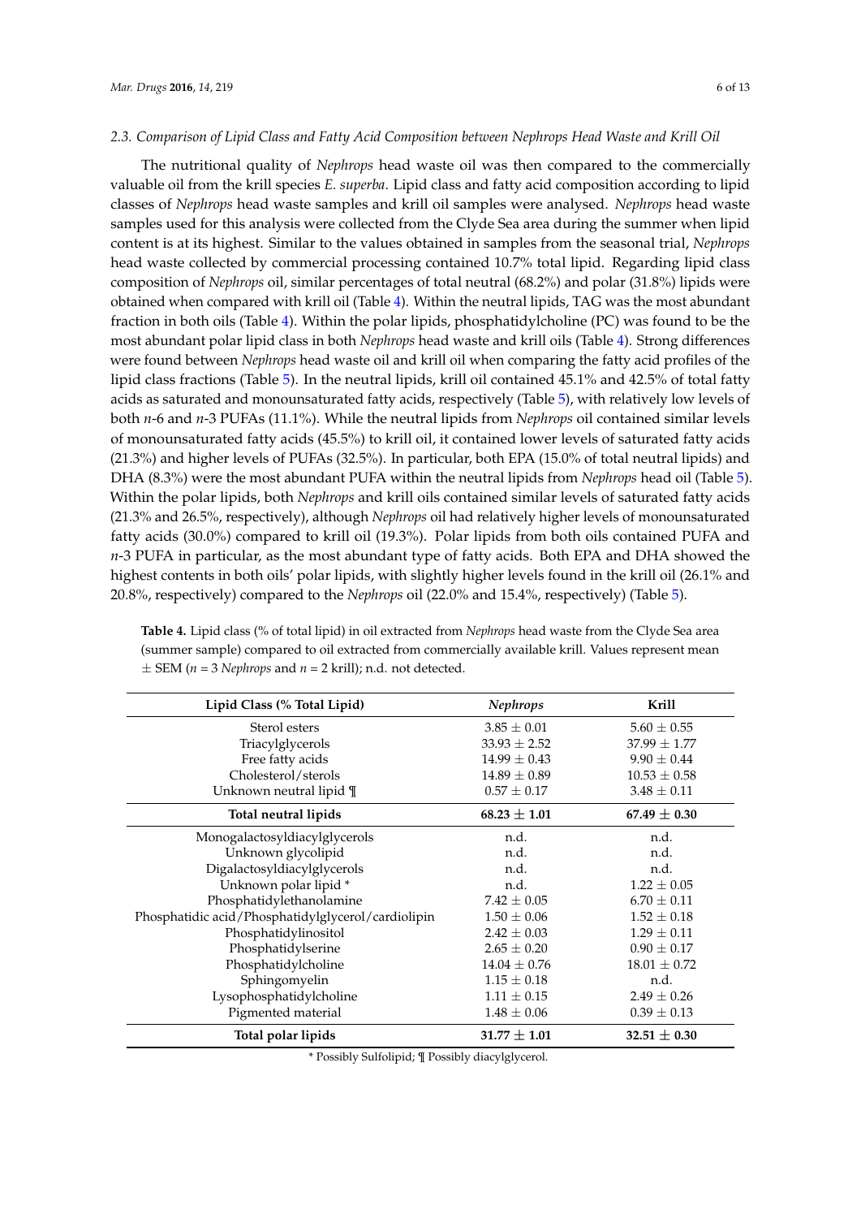### 2.3. Comparison of Lipid Class and Fatty Acid Composition between Nephrops Head Waste and Krill Oil

The nutritional quality of *Nephrops* head waste oil was then compared to the commercially valuable oil from the krill species *E. superba*. Lipid class and fatty acid composition according to lipid classes of *Nephrops* head waste samples and krill oil samples were analysed. *Nephrops* head waste samples used for this analysis were collected from the Clyde Sea area during the summer when lipid content is at its highest. Similar to the values obtained in samples from the seasonal trial, *Nephrops* head waste collected by commercial processing contained 10.7% total lipid. Regarding lipid class composition of *Nephrops* oil, similar percentages of total neutral (68.2%) and polar (31.8%) lipids were obtained when compared with krill oil (Table 4). Within the neutral lipids, TAG was the most abundant fraction in both oils (Table 4). Within the polar lipids, phosphatidylcholine (PC) was found to be the most abundant polar lipid class in both *Nephrops* head waste and krill oils (Table 4). Strong differences were found between *Nephrops* head waste oil and krill oil when comparing the fatty acid profiles of the lipid class fractions (Table 5). In the neutral lipids, krill oil contained 45.1% and 42.5% of total fatty acids as saturated and monounsaturated fatty acids, respectively (Table 5), with relatively low levels of both *n*-6 and *n*-3 PUFAs (11.1%). While the neutral lipids from *Nephrops* oil contained similar levels of monounsaturated fatty acids (45.5%) to krill oil, it contained lower levels of saturated fatty acids (21.3%) and higher levels of PUFAs (32.5%). In particular, both EPA (15.0% of total neutral lipids) and DHA (8.3%) were the most abundant PUFA within the neutral lipids from *Nephrops* head oil (Table 5). Within the polar lipids, both *Nephrops* and krill oils contained similar levels of saturated fatty acids (21.3% and 26.5%, respectively), although *Nephrops* oil had relatively higher levels of monounsaturated fatty acids (30.0%) compared to krill oil (19.3%). Polar lipids from both oils contained PUFA and *n*-3 PUFA in particular, as the most abundant type of fatty acids. Both EPA and DHA showed the highest contents in both oils' polar lipids, with slightly higher levels found in the krill oil (26.1% and 20.8%, respectively) compared to the *Nephrops* oil (22.0% and 15.4%, respectively) (Table 5).

**Table 4.** Lipid class (% of total lipid) in oil extracted from *Nephrops* head waste from the Clyde Sea area (summer sample) compared to oil extracted from commercially available krill. Values represent mean ± SEM ($n$ = 3 *Nephrops* and $n$ = 2 krill); n.d. not detected.

| Lipid Class (% Total Lipid) | *Nephrops* | Krill |
|---|---|---|
| Sterol esters | 3.85 ± 0.01 | 5.60 ± 0.55 |
| Triacylglycerols | 33.93 ± 2.52 | 37.99 ± 1.77 |
| Free fatty acids | 14.99 ± 0.43 | 9.90 ± 0.44 |
| Cholesterol/sterols | 14.89 ± 0.89 | 10.53 ± 0.58 |
| Unknown neutral lipid ¶ | 0.57 ± 0.17 | 3.48 ± 0.11 |
| **Total neutral lipids** | **68.23 ± 1.01** | **67.49 ± 0.30** |
| Monogalactosyldiacylglycerols | n.d. | n.d. |
| Unknown glycolipid | n.d. | n.d. |
| Digalactosyldiacylglycerols | n.d. | n.d. |
| Unknown polar lipid * | n.d. | 1.22 ± 0.05 |
| Phosphatidylethanolamine | 7.42 ± 0.05 | 6.70 ± 0.11 |
| Phosphatidic acid/Phosphatidylglycerol/cardiolipin | 1.50 ± 0.06 | 1.52 ± 0.18 |
| Phosphatidylinositol | 2.42 ± 0.03 | 1.29 ± 0.11 |
| Phosphatidylserine | 2.65 ± 0.20 | 0.90 ± 0.17 |
| Phosphatidylcholine | 14.04 ± 0.76 | 18.01 ± 0.72 |
| Sphingomyelin | 1.15 ± 0.18 | n.d. |
| Lysophosphatidylcholine | 1.11 ± 0.15 | 2.49 ± 0.26 |
| Pigmented material | 1.48 ± 0.06 | 0.39 ± 0.13 |
| **Total polar lipids** | **31.77 ± 1.01** | **32.51 ± 0.30** |

* Possibly Sulfolipid; ¶ Possibly diacylglycerol.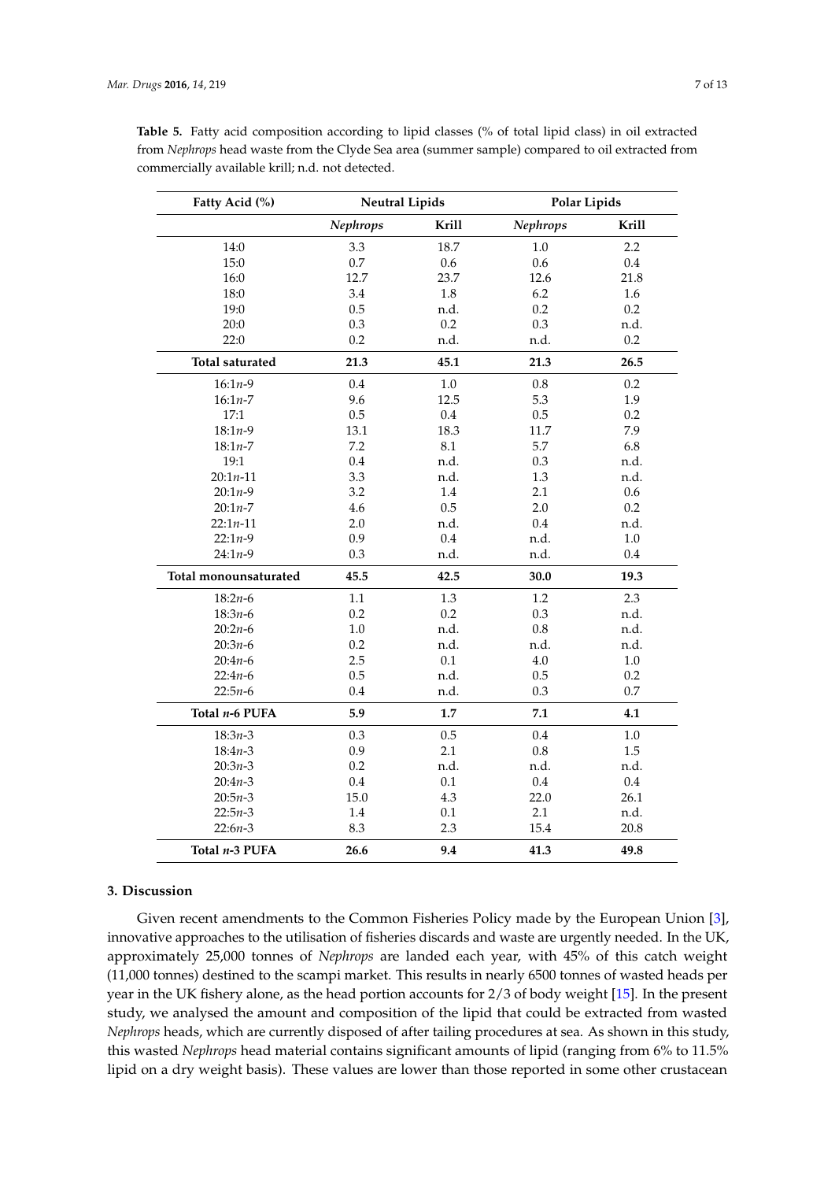**Table 5.** Fatty acid composition according to lipid classes (% of total lipid class) in oil extracted from *Nephrops* head waste from the Clyde Sea area (summer sample) compared to oil extracted from commercially available krill; n.d. not detected.

| Fatty Acid (%) | Neutral Lipids | | Polar Lipids | |
|---|---|---|---|---|
| | *Nephrops* | Krill | *Nephrops* | Krill |
| 14:0 | 3.3 | 18.7 | 1.0 | 2.2 |
| 15:0 | 0.7 | 0.6 | 0.6 | 0.4 |
| 16:0 | 12.7 | 23.7 | 12.6 | 21.8 |
| 18:0 | 3.4 | 1.8 | 6.2 | 1.6 |
| 19:0 | 0.5 | n.d. | 0.2 | 0.2 |
| 20:0 | 0.3 | 0.2 | 0.3 | n.d. |
| 22:0 | 0.2 | n.d. | n.d. | 0.2 |
| **Total saturated** | **21.3** | **45.1** | **21.3** | **26.5** |
| 16:1*n*-9 | 0.4 | 1.0 | 0.8 | 0.2 |
| 16:1*n*-7 | 9.6 | 12.5 | 5.3 | 1.9 |
| 17:1 | 0.5 | 0.4 | 0.5 | 0.2 |
| 18:1*n*-9 | 13.1 | 18.3 | 11.7 | 7.9 |
| 18:1*n*-7 | 7.2 | 8.1 | 5.7 | 6.8 |
| 19:1 | 0.4 | n.d. | 0.3 | n.d. |
| 20:1*n*-11 | 3.3 | n.d. | 1.3 | n.d. |
| 20:1*n*-9 | 3.2 | 1.4 | 2.1 | 0.6 |
| 20:1*n*-7 | 4.6 | 0.5 | 2.0 | 0.2 |
| 22:1*n*-11 | 2.0 | n.d. | 0.4 | n.d. |
| 22:1*n*-9 | 0.9 | 0.4 | n.d. | 1.0 |
| 24:1*n*-9 | 0.3 | n.d. | n.d. | 0.4 |
| **Total monounsaturated** | **45.5** | **42.5** | **30.0** | **19.3** |
| 18:2*n*-6 | 1.1 | 1.3 | 1.2 | 2.3 |
| 18:3*n*-6 | 0.2 | 0.2 | 0.3 | n.d. |
| 20:2*n*-6 | 1.0 | n.d. | 0.8 | n.d. |
| 20:3*n*-6 | 0.2 | n.d. | n.d. | n.d. |
| 20:4*n*-6 | 2.5 | 0.1 | 4.0 | 1.0 |
| 22:4*n*-6 | 0.5 | n.d. | 0.5 | 0.2 |
| 22:5*n*-6 | 0.4 | n.d. | 0.3 | 0.7 |
| **Total *n*-6 PUFA** | **5.9** | **1.7** | **7.1** | **4.1** |
| 18:3*n*-3 | 0.3 | 0.5 | 0.4 | 1.0 |
| 18:4*n*-3 | 0.9 | 2.1 | 0.8 | 1.5 |
| 20:3*n*-3 | 0.2 | n.d. | n.d. | n.d. |
| 20:4*n*-3 | 0.4 | 0.1 | 0.4 | 0.4 |
| 20:5*n*-3 | 15.0 | 4.3 | 22.0 | 26.1 |
| 22:5*n*-3 | 1.4 | 0.1 | 2.1 | n.d. |
| 22:6*n*-3 | 8.3 | 2.3 | 15.4 | 20.8 |
| **Total *n*-3 PUFA** | **26.6** | **9.4** | **41.3** | **49.8** |

## 3. Discussion

Given recent amendments to the Common Fisheries Policy made by the European Union [3], innovative approaches to the utilisation of fisheries discards and waste are urgently needed. In the UK, approximately 25,000 tonnes of *Nephrops* are landed each year, with 45% of this catch weight (11,000 tonnes) destined to the scampi market. This results in nearly 6500 tonnes of wasted heads per year in the UK fishery alone, as the head portion accounts for 2/3 of body weight [15]. In the present study, we analysed the amount and composition of the lipid that could be extracted from wasted *Nephrops* heads, which are currently disposed of after tailing procedures at sea. As shown in this study, this wasted *Nephrops* head material contains significant amounts of lipid (ranging from 6% to 11.5% lipid on a dry weight basis). These values are lower than those reported in some other crustacean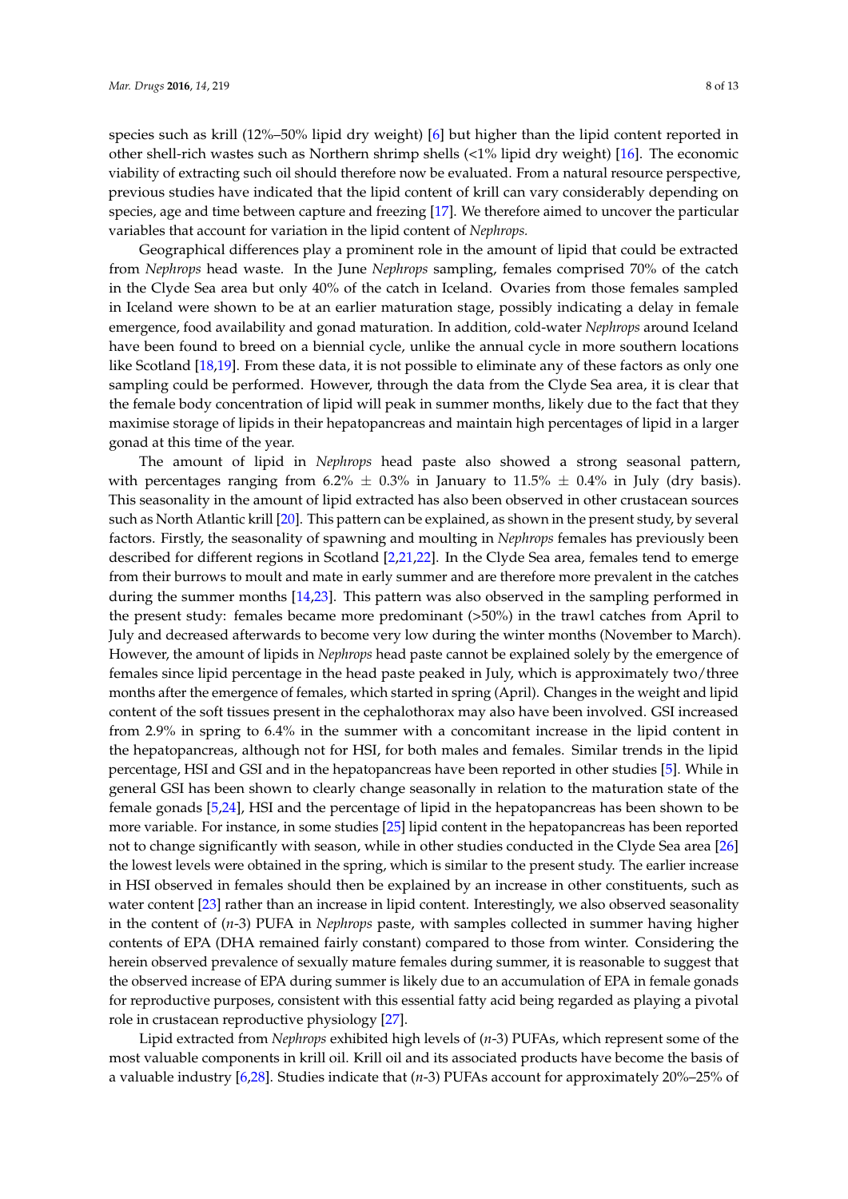species such as krill (12%–50% lipid dry weight) [6] but higher than the lipid content reported in other shell-rich wastes such as Northern shrimp shells (<1% lipid dry weight) [16]. The economic viability of extracting such oil should therefore now be evaluated. From a natural resource perspective, previous studies have indicated that the lipid content of krill can vary considerably depending on species, age and time between capture and freezing [17]. We therefore aimed to uncover the particular variables that account for variation in the lipid content of *Nephrops.*

Geographical differences play a prominent role in the amount of lipid that could be extracted from *Nephrops* head waste. In the June *Nephrops* sampling, females comprised 70% of the catch in the Clyde Sea area but only 40% of the catch in Iceland. Ovaries from those females sampled in Iceland were shown to be at an earlier maturation stage, possibly indicating a delay in female emergence, food availability and gonad maturation. In addition, cold-water *Nephrops* around Iceland have been found to breed on a biennial cycle, unlike the annual cycle in more southern locations like Scotland [18,19]. From these data, it is not possible to eliminate any of these factors as only one sampling could be performed. However, through the data from the Clyde Sea area, it is clear that the female body concentration of lipid will peak in summer months, likely due to the fact that they maximise storage of lipids in their hepatopancreas and maintain high percentages of lipid in a larger gonad at this time of the year.

The amount of lipid in *Nephrops* head paste also showed a strong seasonal pattern, with percentages ranging from 6.2% ± 0.3% in January to 11.5% ± 0.4% in July (dry basis). This seasonality in the amount of lipid extracted has also been observed in other crustacean sources such as North Atlantic krill [20]. This pattern can be explained, as shown in the present study, by several factors. Firstly, the seasonality of spawning and moulting in *Nephrops* females has previously been described for different regions in Scotland [2,21,22]. In the Clyde Sea area, females tend to emerge from their burrows to moult and mate in early summer and are therefore more prevalent in the catches during the summer months [14,23]. This pattern was also observed in the sampling performed in the present study: females became more predominant (>50%) in the trawl catches from April to July and decreased afterwards to become very low during the winter months (November to March). However, the amount of lipids in *Nephrops* head paste cannot be explained solely by the emergence of females since lipid percentage in the head paste peaked in July, which is approximately two/three months after the emergence of females, which started in spring (April). Changes in the weight and lipid content of the soft tissues present in the cephalothorax may also have been involved. GSI increased from 2.9% in spring to 6.4% in the summer with a concomitant increase in the lipid content in the hepatopancreas, although not for HSI, for both males and females. Similar trends in the lipid percentage, HSI and GSI and in the hepatopancreas have been reported in other studies [5]. While in general GSI has been shown to clearly change seasonally in relation to the maturation state of the female gonads [5,24], HSI and the percentage of lipid in the hepatopancreas has been shown to be more variable. For instance, in some studies [25] lipid content in the hepatopancreas has been reported not to change significantly with season, while in other studies conducted in the Clyde Sea area [26] the lowest levels were obtained in the spring, which is similar to the present study. The earlier increase in HSI observed in females should then be explained by an increase in other constituents, such as water content [23] rather than an increase in lipid content. Interestingly, we also observed seasonality in the content of ($n$-3) PUFA in *Nephrops* paste, with samples collected in summer having higher contents of EPA (DHA remained fairly constant) compared to those from winter. Considering the herein observed prevalence of sexually mature females during summer, it is reasonable to suggest that the observed increase of EPA during summer is likely due to an accumulation of EPA in female gonads for reproductive purposes, consistent with this essential fatty acid being regarded as playing a pivotal role in crustacean reproductive physiology [27].

Lipid extracted from *Nephrops* exhibited high levels of ($n$-3) PUFAs, which represent some of the most valuable components in krill oil. Krill oil and its associated products have become the basis of a valuable industry [6,28]. Studies indicate that ($n$-3) PUFAs account for approximately 20%–25% of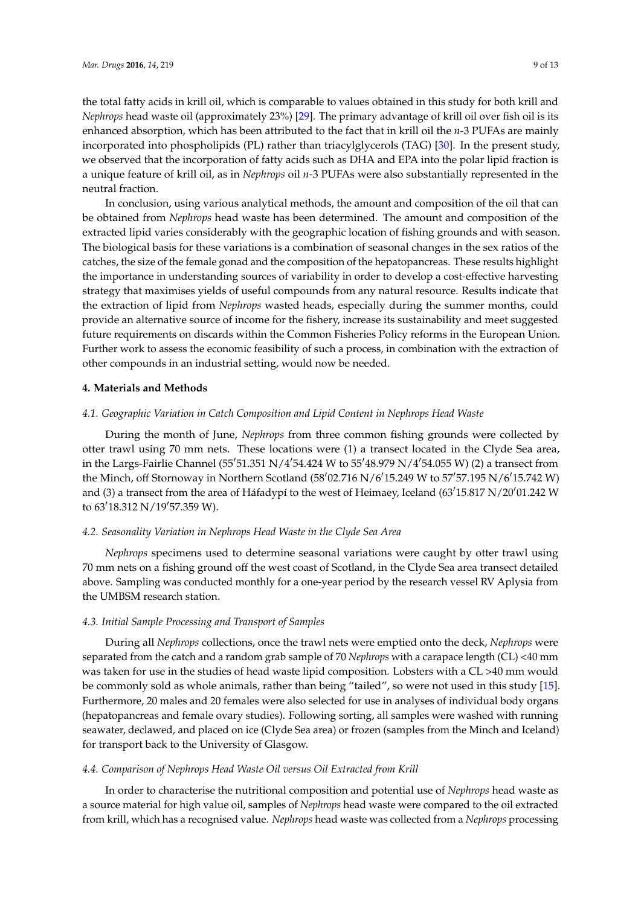the total fatty acids in krill oil, which is comparable to values obtained in this study for both krill and *Nephrops* head waste oil (approximately 23%) [29]. The primary advantage of krill oil over fish oil is its enhanced absorption, which has been attributed to the fact that in krill oil the *n*-3 PUFAs are mainly incorporated into phospholipids (PL) rather than triacylglycerols (TAG) [30]. In the present study, we observed that the incorporation of fatty acids such as DHA and EPA into the polar lipid fraction is a unique feature of krill oil, as in *Nephrops* oil *n*-3 PUFAs were also substantially represented in the neutral fraction.

In conclusion, using various analytical methods, the amount and composition of the oil that can be obtained from *Nephrops* head waste has been determined. The amount and composition of the extracted lipid varies considerably with the geographic location of fishing grounds and with season. The biological basis for these variations is a combination of seasonal changes in the sex ratios of the catches, the size of the female gonad and the composition of the hepatopancreas. These results highlight the importance in understanding sources of variability in order to develop a cost-effective harvesting strategy that maximises yields of useful compounds from any natural resource. Results indicate that the extraction of lipid from *Nephrops* wasted heads, especially during the summer months, could provide an alternative source of income for the fishery, increase its sustainability and meet suggested future requirements on discards within the Common Fisheries Policy reforms in the European Union. Further work to assess the economic feasibility of such a process, in combination with the extraction of other compounds in an industrial setting, would now be needed.

## 4. Materials and Methods

### 4.1. Geographic Variation in Catch Composition and Lipid Content in Nephrops Head Waste

During the month of June, *Nephrops* from three common fishing grounds were collected by otter trawl using 70 mm nets. These locations were (1) a transect located in the Clyde Sea area, in the Largs-Fairlie Channel (55′51.351 N/4′54.424 W to 55′48.979 N/4′54.055 W) (2) a transect from the Minch, off Stornoway in Northern Scotland (58′02.716 N/6′15.249 W to 57′57.195 N/6′15.742 W) and (3) a transect from the area of Háfadypí to the west of Heimaey, Iceland (63′15.817 N/20′01.242 W to 63′18.312 N/19′57.359 W).

### 4.2. Seasonality Variation in Nephrops Head Waste in the Clyde Sea Area

*Nephrops* specimens used to determine seasonal variations were caught by otter trawl using 70 mm nets on a fishing ground off the west coast of Scotland, in the Clyde Sea area transect detailed above. Sampling was conducted monthly for a one-year period by the research vessel RV Aplysia from the UMBSM research station.

### 4.3. Initial Sample Processing and Transport of Samples

During all *Nephrops* collections, once the trawl nets were emptied onto the deck, *Nephrops* were separated from the catch and a random grab sample of 70 *Nephrops* with a carapace length (CL) <40 mm was taken for use in the studies of head waste lipid composition. Lobsters with a CL >40 mm would be commonly sold as whole animals, rather than being "tailed", so were not used in this study [15]. Furthermore, 20 males and 20 females were also selected for use in analyses of individual body organs (hepatopancreas and female ovary studies). Following sorting, all samples were washed with running seawater, declawed, and placed on ice (Clyde Sea area) or frozen (samples from the Minch and Iceland) for transport back to the University of Glasgow.

### 4.4. Comparison of Nephrops Head Waste Oil versus Oil Extracted from Krill

In order to characterise the nutritional composition and potential use of *Nephrops* head waste as a source material for high value oil, samples of *Nephrops* head waste were compared to the oil extracted from krill, which has a recognised value. *Nephrops* head waste was collected from a *Nephrops* processing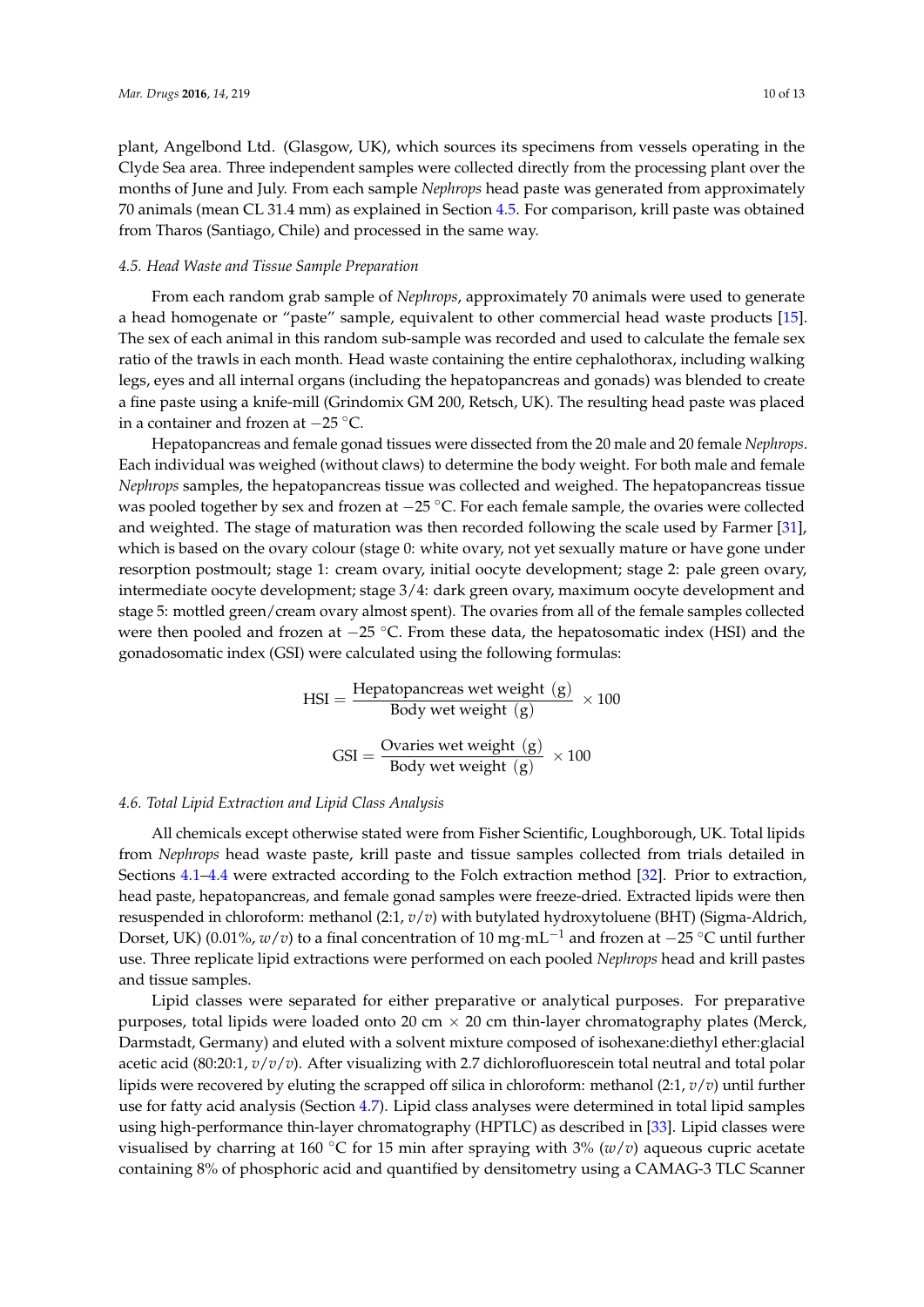plant, Angelbond Ltd. (Glasgow, UK), which sources its specimens from vessels operating in the Clyde Sea area. Three independent samples were collected directly from the processing plant over the months of June and July. From each sample *Nephrops* head paste was generated from approximately 70 animals (mean CL 31.4 mm) as explained in Section 4.5. For comparison, krill paste was obtained from Tharos (Santiago, Chile) and processed in the same way.

### 4.5. Head Waste and Tissue Sample Preparation

From each random grab sample of *Nephrops*, approximately 70 animals were used to generate a head homogenate or "paste" sample, equivalent to other commercial head waste products [15]. The sex of each animal in this random sub-sample was recorded and used to calculate the female sex ratio of the trawls in each month. Head waste containing the entire cephalothorax, including walking legs, eyes and all internal organs (including the hepatopancreas and gonads) was blended to create a fine paste using a knife-mill (Grindomix GM 200, Retsch, UK). The resulting head paste was placed in a container and frozen at −25 °C.

Hepatopancreas and female gonad tissues were dissected from the 20 male and 20 female *Nephrops*. Each individual was weighed (without claws) to determine the body weight. For both male and female *Nephrops* samples, the hepatopancreas tissue was collected and weighed. The hepatopancreas tissue was pooled together by sex and frozen at −25 °C. For each female sample, the ovaries were collected and weighted. The stage of maturation was then recorded following the scale used by Farmer [31], which is based on the ovary colour (stage 0: white ovary, not yet sexually mature or have gone under resorption postmoult; stage 1: cream ovary, initial oocyte development; stage 2: pale green ovary, intermediate oocyte development; stage 3/4: dark green ovary, maximum oocyte development and stage 5: mottled green/cream ovary almost spent). The ovaries from all of the female samples collected were then pooled and frozen at −25 °C. From these data, the hepatosomatic index (HSI) and the gonadosomatic index (GSI) were calculated using the following formulas:

$$\text{HSI} = \frac{\text{Hepatopancreas wet weight (g)}}{\text{Body wet weight (g)}} \times 100$$

$$\text{GSI} = \frac{\text{Ovaries wet weight (g)}}{\text{Body wet weight (g)}} \times 100$$

### 4.6. Total Lipid Extraction and Lipid Class Analysis

All chemicals except otherwise stated were from Fisher Scientific, Loughborough, UK. Total lipids from *Nephrops* head waste paste, krill paste and tissue samples collected from trials detailed in Sections 4.1–4.4 were extracted according to the Folch extraction method [32]. Prior to extraction, head paste, hepatopancreas, and female gonad samples were freeze-dried. Extracted lipids were then resuspended in chloroform: methanol (2:1, *v*/*v*) with butylated hydroxytoluene (BHT) (Sigma-Aldrich, Dorset, UK) (0.01%, *w*/*v*) to a final concentration of 10 mg·mL$^{-1}$ and frozen at −25 °C until further use. Three replicate lipid extractions were performed on each pooled *Nephrops* head and krill pastes and tissue samples.

Lipid classes were separated for either preparative or analytical purposes. For preparative purposes, total lipids were loaded onto 20 cm × 20 cm thin-layer chromatography plates (Merck, Darmstadt, Germany) and eluted with a solvent mixture composed of isohexane:diethyl ether:glacial acetic acid (80:20:1, *v*/*v*/*v*). After visualizing with 2.7 dichlorofluorescein total neutral and total polar lipids were recovered by eluting the scrapped off silica in chloroform: methanol (2:1, *v*/*v*) until further use for fatty acid analysis (Section 4.7). Lipid class analyses were determined in total lipid samples using high-performance thin-layer chromatography (HPTLC) as described in [33]. Lipid classes were visualised by charring at 160 °C for 15 min after spraying with 3% (*w*/*v*) aqueous cupric acetate containing 8% of phosphoric acid and quantified by densitometry using a CAMAG-3 TLC Scanner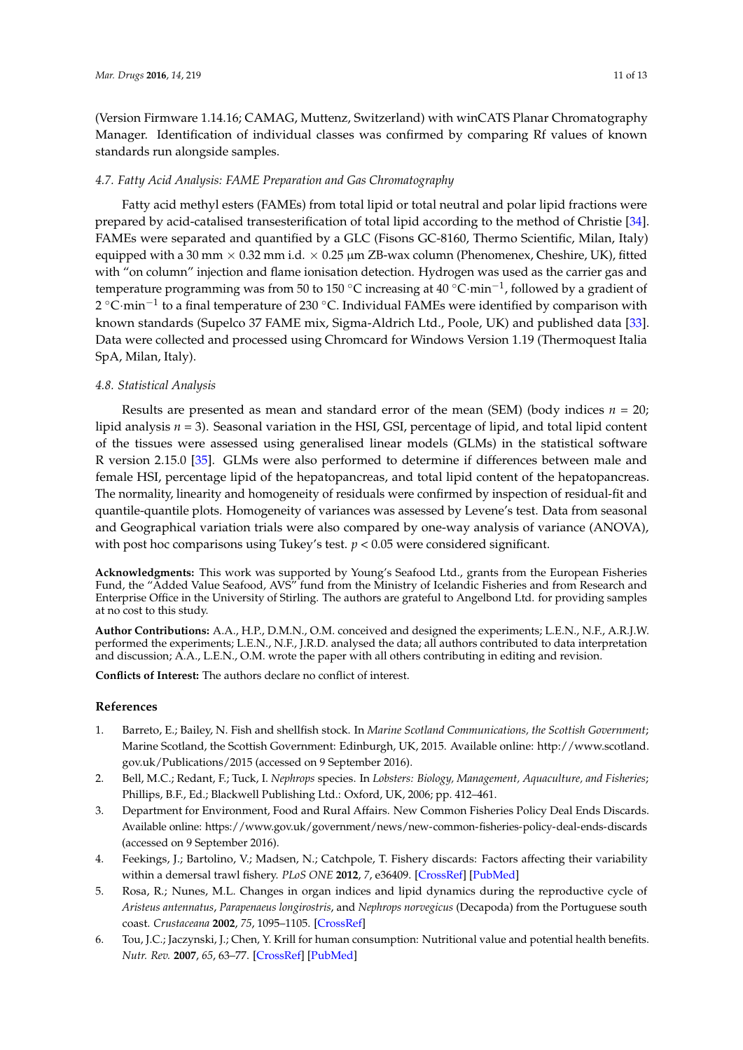(Version Firmware 1.14.16; CAMAG, Muttenz, Switzerland) with winCATS Planar Chromatography Manager. Identification of individual classes was confirmed by comparing Rf values of known standards run alongside samples.

### 4.7. Fatty Acid Analysis: FAME Preparation and Gas Chromatography

Fatty acid methyl esters (FAMEs) from total lipid or total neutral and polar lipid fractions were prepared by acid-catalised transesterification of total lipid according to the method of Christie [34]. FAMEs were separated and quantified by a GLC (Fisons GC-8160, Thermo Scientific, Milan, Italy) equipped with a 30 mm × 0.32 mm i.d. × 0.25 µm ZB-wax column (Phenomenex, Cheshire, UK), fitted with "on column" injection and flame ionisation detection. Hydrogen was used as the carrier gas and temperature programming was from 50 to 150 °C increasing at 40 $°C·min^{-1}$, followed by a gradient of 2 $°C·min^{-1}$ to a final temperature of 230 °C. Individual FAMEs were identified by comparison with known standards (Supelco 37 FAME mix, Sigma-Aldrich Ltd., Poole, UK) and published data [33]. Data were collected and processed using Chromcard for Windows Version 1.19 (Thermoquest Italia SpA, Milan, Italy).

### 4.8. Statistical Analysis

Results are presented as mean and standard error of the mean (SEM) (body indices $n = 20$; lipid analysis $n = 3$). Seasonal variation in the HSI, GSI, percentage of lipid, and total lipid content of the tissues were assessed using generalised linear models (GLMs) in the statistical software R version 2.15.0 [35]. GLMs were also performed to determine if differences between male and female HSI, percentage lipid of the hepatopancreas, and total lipid content of the hepatopancreas. The normality, linearity and homogeneity of residuals were confirmed by inspection of residual-fit and quantile-quantile plots. Homogeneity of variances was assessed by Levene's test. Data from seasonal and Geographical variation trials were also compared by one-way analysis of variance (ANOVA), with post hoc comparisons using Tukey's test. $p < 0.05$ were considered significant.

**Acknowledgments:** This work was supported by Young's Seafood Ltd., grants from the European Fisheries Fund, the "Added Value Seafood, AVS" fund from the Ministry of Icelandic Fisheries and from Research and Enterprise Office in the University of Stirling. The authors are grateful to Angelbond Ltd. for providing samples at no cost to this study.

**Author Contributions:** A.A., H.P., D.M.N., O.M. conceived and designed the experiments; L.E.N., N.F., A.R.J.W. performed the experiments; L.E.N., N.F., J.R.D. analysed the data; all authors contributed to data interpretation and discussion; A.A., L.E.N., O.M. wrote the paper with all others contributing in editing and revision.

**Conflicts of Interest:** The authors declare no conflict of interest.

## References

1. Barreto, E.; Bailey, N. Fish and shellfish stock. In *Marine Scotland Communications, the Scottish Government*; Marine Scotland, the Scottish Government: Edinburgh, UK, 2015. Available online: http://www.scotland.gov.uk/Publications/2015 (accessed on 9 September 2016).
2. Bell, M.C.; Redant, F.; Tuck, I. *Nephrops* species. In *Lobsters: Biology, Management, Aquaculture, and Fisheries*; Phillips, B.F., Ed.; Blackwell Publishing Ltd.: Oxford, UK, 2006; pp. 412–461.
3. Department for Environment, Food and Rural Affairs. New Common Fisheries Policy Deal Ends Discards. Available online: https://www.gov.uk/government/news/new-common-fisheries-policy-deal-ends-discards (accessed on 9 September 2016).
4. Feekings, J.; Bartolino, V.; Madsen, N.; Catchpole, T. Fishery discards: Factors affecting their variability within a demersal trawl fishery. *PLoS ONE* **2012**, *7*, e36409. [CrossRef] [PubMed]
5. Rosa, R.; Nunes, M.L. Changes in organ indices and lipid dynamics during the reproductive cycle of *Aristeus antennatus*, *Parapenaeus longirostris*, and *Nephrops norvegicus* (Decapoda) from the Portuguese south coast. *Crustaceana* **2002**, *75*, 1095–1105. [CrossRef]
6. Tou, J.C.; Jaczynski, J.; Chen, Y. Krill for human consumption: Nutritional value and potential health benefits. *Nutr. Rev.* **2007**, *65*, 63–77. [CrossRef] [PubMed]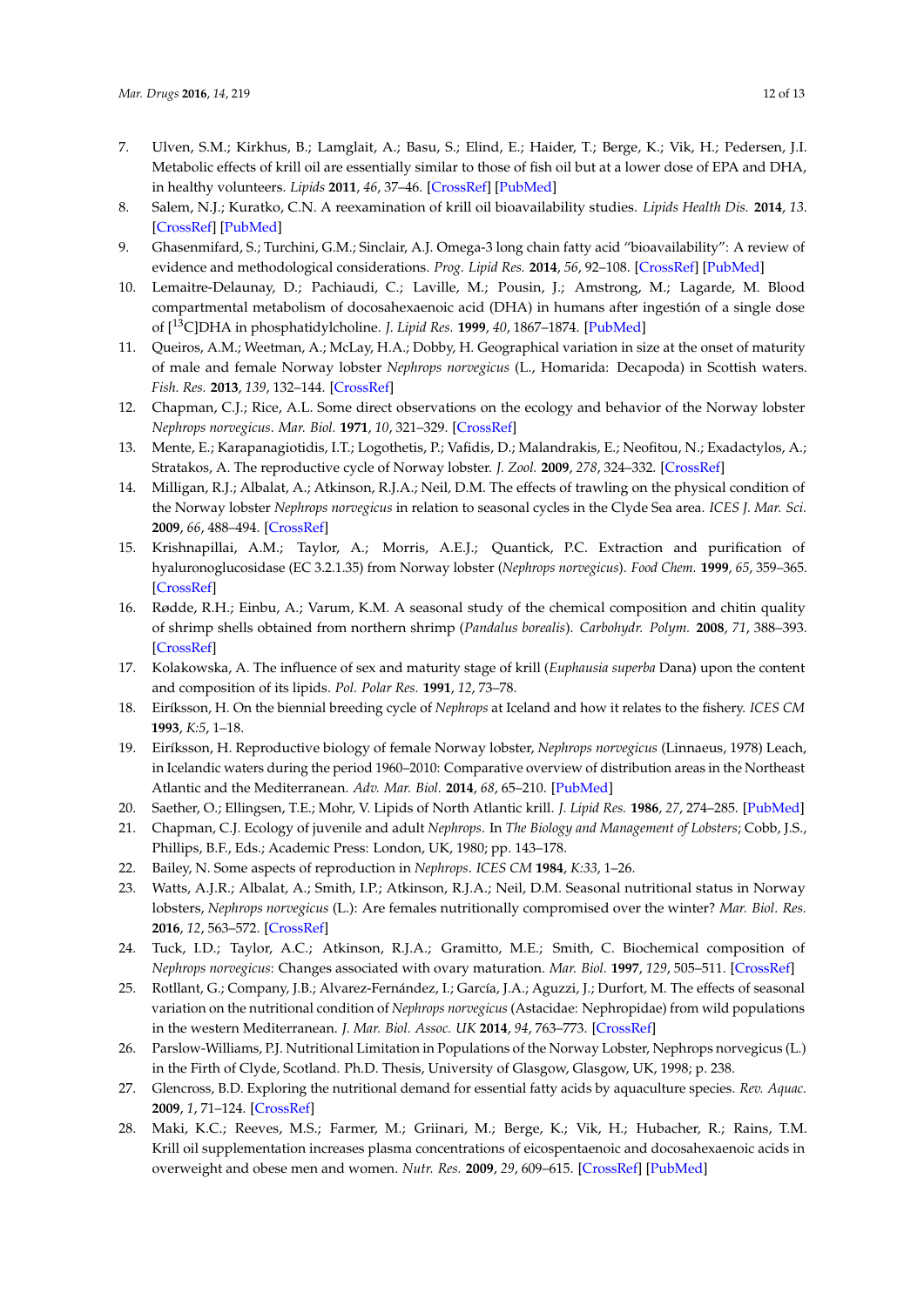7. Ulven, S.M.; Kirkhus, B.; Lamglait, A.; Basu, S.; Elind, E.; Haider, T.; Berge, K.; Vik, H.; Pedersen, J.I. Metabolic effects of krill oil are essentially similar to those of fish oil but at a lower dose of EPA and DHA, in healthy volunteers. *Lipids* **2011**, *46*, 37–46. [CrossRef] [PubMed]
8. Salem, N.J.; Kuratko, C.N. A reexamination of krill oil bioavailability studies. *Lipids Health Dis.* **2014**, *13*. [CrossRef] [PubMed]
9. Ghasenmifard, S.; Turchini, G.M.; Sinclair, A.J. Omega-3 long chain fatty acid "bioavailability": A review of evidence and methodological considerations. *Prog. Lipid Res.* **2014**, *56*, 92–108. [CrossRef] [PubMed]
10. Lemaitre-Delaunay, D.; Pachiaudi, C.; Laville, M.; Pousin, J.; Amstrong, M.; Lagarde, M. Blood compartmental metabolism of docosahexaenoic acid (DHA) in humans after ingestión of a single dose of [$^{13}$C]DHA in phosphatidylcholine. *J. Lipid Res.* **1999**, *40*, 1867–1874. [PubMed]
11. Queiros, A.M.; Weetman, A.; McLay, H.A.; Dobby, H. Geographical variation in size at the onset of maturity of male and female Norway lobster *Nephrops norvegicus* (L., Homarida: Decapoda) in Scottish waters. *Fish. Res.* **2013**, *139*, 132–144. [CrossRef]
12. Chapman, C.J.; Rice, A.L. Some direct observations on the ecology and behavior of the Norway lobster *Nephrops norvegicus*. *Mar. Biol.* **1971**, *10*, 321–329. [CrossRef]
13. Mente, E.; Karapanagiotidis, I.T.; Logothetis, P.; Vafidis, D.; Malandrakis, E.; Neofitou, N.; Exadactylos, A.; Stratakos, A. The reproductive cycle of Norway lobster. *J. Zool.* **2009**, *278*, 324–332. [CrossRef]
14. Milligan, R.J.; Albalat, A.; Atkinson, R.J.A.; Neil, D.M. The effects of trawling on the physical condition of the Norway lobster *Nephrops norvegicus* in relation to seasonal cycles in the Clyde Sea area. *ICES J. Mar. Sci.* **2009**, *66*, 488–494. [CrossRef]
15. Krishnapillai, A.M.; Taylor, A.; Morris, A.E.J.; Quantick, P.C. Extraction and purification of hyaluronoglucosidase (EC 3.2.1.35) from Norway lobster (*Nephrops norvegicus*). *Food Chem.* **1999**, *65*, 359–365. [CrossRef]
16. Rødde, R.H.; Einbu, A.; Varum, K.M. A seasonal study of the chemical composition and chitin quality of shrimp shells obtained from northern shrimp (*Pandalus borealis*). *Carbohydr. Polym.* **2008**, *71*, 388–393. [CrossRef]
17. Kolakowska, A. The influence of sex and maturity stage of krill (*Euphausia superba* Dana) upon the content and composition of its lipids. *Pol. Polar Res.* **1991**, *12*, 73–78.
18. Eiríksson, H. On the biennial breeding cycle of *Nephrops* at Iceland and how it relates to the fishery. *ICES CM* **1993**, *K:5*, 1–18.
19. Eiríksson, H. Reproductive biology of female Norway lobster, *Nephrops norvegicus* (Linnaeus, 1978) Leach, in Icelandic waters during the period 1960–2010: Comparative overview of distribution areas in the Northeast Atlantic and the Mediterranean. *Adv. Mar. Biol.* **2014**, *68*, 65–210. [PubMed]
20. Saether, O.; Ellingsen, T.E.; Mohr, V. Lipids of North Atlantic krill. *J. Lipid Res.* **1986**, *27*, 274–285. [PubMed]
21. Chapman, C.J. Ecology of juvenile and adult *Nephrops*. In *The Biology and Management of Lobsters*; Cobb, J.S., Phillips, B.F., Eds.; Academic Press: London, UK, 1980; pp. 143–178.
22. Bailey, N. Some aspects of reproduction in *Nephrops*. *ICES CM* **1984**, *K:33*, 1–26.
23. Watts, A.J.R.; Albalat, A.; Smith, I.P.; Atkinson, R.J.A.; Neil, D.M. Seasonal nutritional status in Norway lobsters, *Nephrops norvegicus* (L.): Are females nutritionally compromised over the winter? *Mar. Biol. Res.* **2016**, *12*, 563–572. [CrossRef]
24. Tuck, I.D.; Taylor, A.C.; Atkinson, R.J.A.; Gramitto, M.E.; Smith, C. Biochemical composition of *Nephrops norvegicus*: Changes associated with ovary maturation. *Mar. Biol.* **1997**, *129*, 505–511. [CrossRef]
25. Rotllant, G.; Company, J.B.; Alvarez-Fernández, I.; García, J.A.; Aguzzi, J.; Durfort, M. The effects of seasonal variation on the nutritional condition of *Nephrops norvegicus* (Astacidae: Nephropidae) from wild populations in the western Mediterranean. *J. Mar. Biol. Assoc. UK* **2014**, *94*, 763–773. [CrossRef]
26. Parslow-Williams, P.J. Nutritional Limitation in Populations of the Norway Lobster, Nephrops norvegicus (L.) in the Firth of Clyde, Scotland. Ph.D. Thesis, University of Glasgow, Glasgow, UK, 1998; p. 238.
27. Glencross, B.D. Exploring the nutritional demand for essential fatty acids by aquaculture species. *Rev. Aquac.* **2009**, *1*, 71–124. [CrossRef]
28. Maki, K.C.; Reeves, M.S.; Farmer, M.; Griinari, M.; Berge, K.; Vik, H.; Hubacher, R.; Rains, T.M. Krill oil supplementation increases plasma concentrations of eicosapentaenoic and docosahexaenoic acids in overweight and obese men and women. *Nutr. Res.* **2009**, *29*, 609–615. [CrossRef] [PubMed]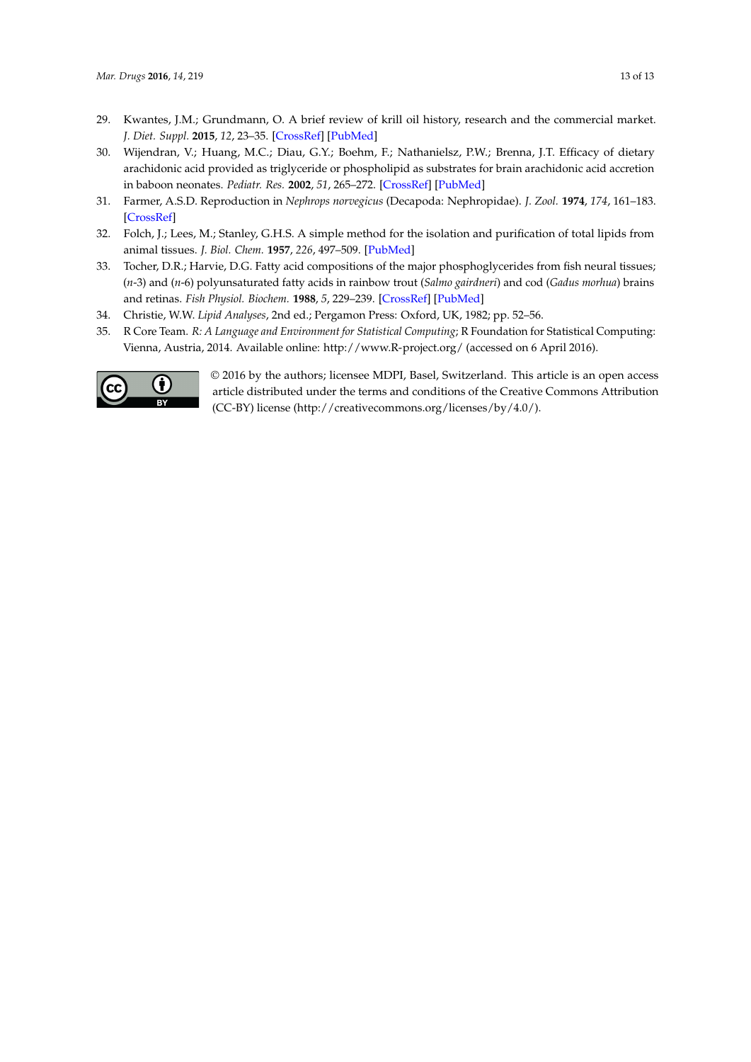29. Kwantes, J.M.; Grundmann, O. A brief review of krill oil history, research and the commercial market. *J. Diet. Suppl.* **2015**, *12*, 23–35. [CrossRef] [PubMed]
30. Wijendran, V.; Huang, M.C.; Diau, G.Y.; Boehm, F.; Nathanielsz, P.W.; Brenna, J.T. Efficacy of dietary arachidonic acid provided as triglyceride or phospholipid as substrates for brain arachidonic acid accretion in baboon neonates. *Pediatr. Res.* **2002**, *51*, 265–272. [CrossRef] [PubMed]
31. Farmer, A.S.D. Reproduction in *Nephrops norvegicus* (Decapoda: Nephropidae). *J. Zool.* **1974**, *174*, 161–183. [CrossRef]
32. Folch, J.; Lees, M.; Stanley, G.H.S. A simple method for the isolation and purification of total lipids from animal tissues. *J. Biol. Chem.* **1957**, *226*, 497–509. [PubMed]
33. Tocher, D.R.; Harvie, D.G. Fatty acid compositions of the major phosphoglycerides from fish neural tissues; (*n*-3) and (*n*-6) polyunsaturated fatty acids in rainbow trout (*Salmo gairdneri*) and cod (*Gadus morhua*) brains and retinas. *Fish Physiol. Biochem.* **1988**, *5*, 229–239. [CrossRef] [PubMed]
34. Christie, W.W. *Lipid Analyses*, 2nd ed.; Pergamon Press: Oxford, UK, 1982; pp. 52–56.
35. R Core Team. *R: A Language and Environment for Statistical Computing*; R Foundation for Statistical Computing: Vienna, Austria, 2014. Available online: http://www.R-project.org/ (accessed on 6 April 2016).

© 2016 by the authors; licensee MDPI, Basel, Switzerland. This article is an open access article distributed under the terms and conditions of the Creative Commons Attribution (CC-BY) license (http://creativecommons.org/licenses/by/4.0/).